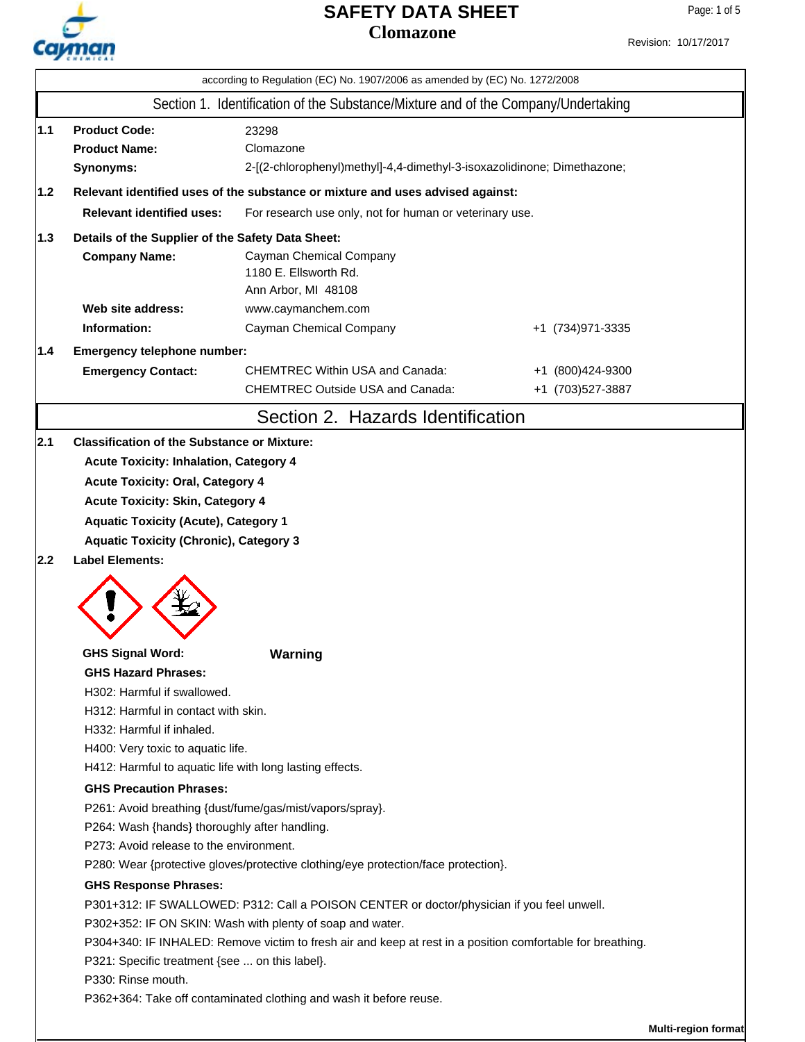# SAFETY DATA SHEET
# Clomazone

Revision: 10/17/2017

according to Regulation (EC) No. 1907/2006 as amended by (EC) No. 1272/2008

## Section 1. Identification of the Substance/Mixture and of the Company/Undertaking

**1.1** **Product Code:** 23298

**Product Name:** Clomazone

**Synonyms:** 2-[(2-chlorophenyl)methyl]-4,4-dimethyl-3-isoxazolidinone; Dimethazone;

**1.2** **Relevant identified uses of the substance or mixture and uses advised against:**

**Relevant identified uses:** For research use only, not for human or veterinary use.

**1.3** **Details of the Supplier of the Safety Data Sheet:**

**Company Name:** Cayman Chemical Company
1180 E. Ellsworth Rd.
Ann Arbor, MI 48108

**Web site address:** www.caymanchem.com

**Information:** Cayman Chemical Company +1 (734)971-3335

**1.4** **Emergency telephone number:**

**Emergency Contact:**
CHEMTREC Within USA and Canada: +1 (800)424-9300
CHEMTREC Outside USA and Canada: +1 (703)527-3887

## Section 2. Hazards Identification

**2.1** **Classification of the Substance or Mixture:**

**Acute Toxicity: Inhalation, Category 4**
**Acute Toxicity: Oral, Category 4**
**Acute Toxicity: Skin, Category 4**
**Aquatic Toxicity (Acute), Category 1**
**Aquatic Toxicity (Chronic), Category 3**

**2.2** **Label Elements:**

**GHS Signal Word:** **Warning**

**GHS Hazard Phrases:**

H302: Harmful if swallowed.
H312: Harmful in contact with skin.
H332: Harmful if inhaled.
H400: Very toxic to aquatic life.
H412: Harmful to aquatic life with long lasting effects.

**GHS Precaution Phrases:**

P261: Avoid breathing {dust/fume/gas/mist/vapors/spray}.
P264: Wash {hands} thoroughly after handling.
P273: Avoid release to the environment.
P280: Wear {protective gloves/protective clothing/eye protection/face protection}.

**GHS Response Phrases:**

P301+312: IF SWALLOWED: P312: Call a POISON CENTER or doctor/physician if you feel unwell.
P302+352: IF ON SKIN: Wash with plenty of soap and water.
P304+340: IF INHALED: Remove victim to fresh air and keep at rest in a position comfortable for breathing.
P321: Specific treatment {see ... on this label}.
P330: Rinse mouth.
P362+364: Take off contaminated clothing and wash it before reuse.

**Multi-region format**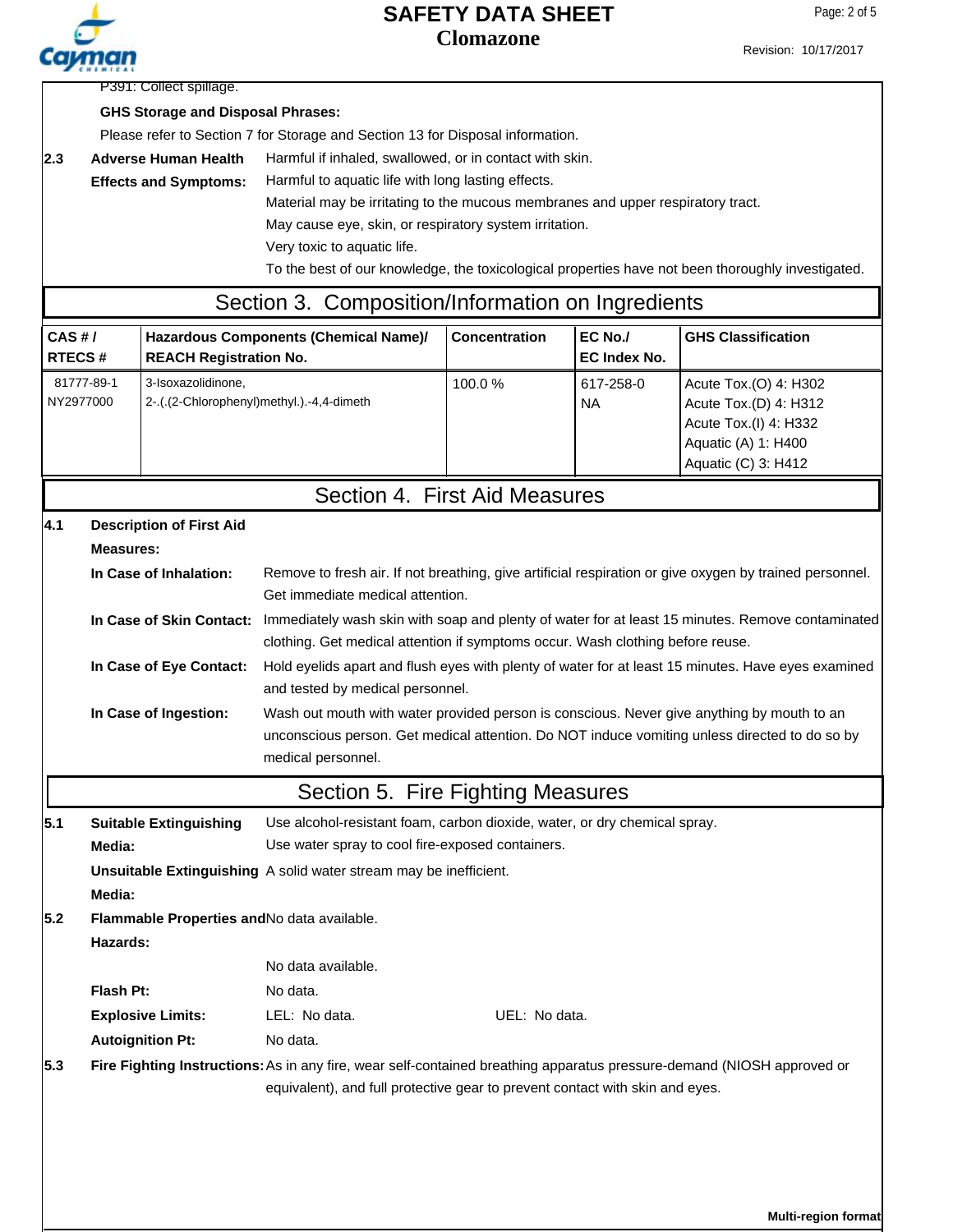P391: Collect spillage.

**GHS Storage and Disposal Phrases:**

Please refer to Section 7 for Storage and Section 13 for Disposal information.

**2.3 Adverse Human Health Effects and Symptoms:**
Harmful if inhaled, swallowed, or in contact with skin.
Harmful to aquatic life with long lasting effects.
Material may be irritating to the mucous membranes and upper respiratory tract.
May cause eye, skin, or respiratory system irritation.
Very toxic to aquatic life.
To the best of our knowledge, the toxicological properties have not been thoroughly investigated.

## Section 3. Composition/Information on Ingredients

| CAS # / RTECS # | Hazardous Components (Chemical Name)/ REACH Registration No. | Concentration | EC No./ EC Index No. | GHS Classification |
|---|---|---|---|---|
| 81777-89-1<br>NY2977000 | 3-Isoxazolidinone,<br>2-.(.(2-Chlorophenyl)methyl.).-4,4-dimeth | 100.0 % | 617-258-0<br>NA | Acute Tox.(O) 4: H302<br>Acute Tox.(D) 4: H312<br>Acute Tox.(I) 4: H332<br>Aquatic (A) 1: H400<br>Aquatic (C) 3: H412 |

## Section 4. First Aid Measures

**4.1 Description of First Aid Measures:**

**In Case of Inhalation:** Remove to fresh air. If not breathing, give artificial respiration or give oxygen by trained personnel. Get immediate medical attention.

**In Case of Skin Contact:** Immediately wash skin with soap and plenty of water for at least 15 minutes. Remove contaminated clothing. Get medical attention if symptoms occur. Wash clothing before reuse.

**In Case of Eye Contact:** Hold eyelids apart and flush eyes with plenty of water for at least 15 minutes. Have eyes examined and tested by medical personnel.

**In Case of Ingestion:** Wash out mouth with water provided person is conscious. Never give anything by mouth to an unconscious person. Get medical attention. Do NOT induce vomiting unless directed to do so by medical personnel.

## Section 5. Fire Fighting Measures

**5.1 Suitable Extinguishing Media:** Use alcohol-resistant foam, carbon dioxide, water, or dry chemical spray.
Use water spray to cool fire-exposed containers.

**Unsuitable Extinguishing Media:** A solid water stream may be inefficient.

**5.2 Flammable Properties and Hazards:** No data available.

No data available.

**Flash Pt:** No data.

**Explosive Limits:** LEL: No data. UEL: No data.

**Autoignition Pt:** No data.

**5.3 Fire Fighting Instructions:** As in any fire, wear self-contained breathing apparatus pressure-demand (NIOSH approved or equivalent), and full protective gear to prevent contact with skin and eyes.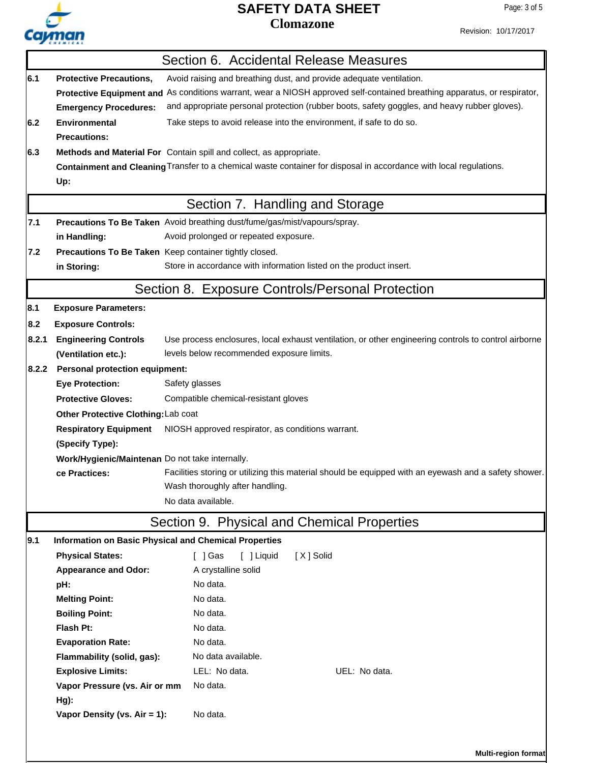## Section 6. Accidental Release Measures

| | | |
|---|---|---|
| 6.1 | **Protective Precautions, Protective Equipment and Emergency Procedures:** | Avoid raising and breathing dust, and provide adequate ventilation. As conditions warrant, wear a NIOSH approved self-contained breathing apparatus, or respirator, and appropriate personal protection (rubber boots, safety goggles, and heavy rubber gloves). |
| 6.2 | **Environmental Precautions:** | Take steps to avoid release into the environment, if safe to do so. |
| 6.3 | **Methods and Material For Containment and Cleaning Up:** | Contain spill and collect, as appropriate. Transfer to a chemical waste container for disposal in accordance with local regulations. |

## Section 7. Handling and Storage

| | | |
|---|---|---|
| 7.1 | **Precautions To Be Taken in Handling:** | Avoid breathing dust/fume/gas/mist/vapours/spray. Avoid prolonged or repeated exposure. |
| 7.2 | **Precautions To Be Taken in Storing:** | Keep container tightly closed. Store in accordance with information listed on the product insert. |

## Section 8. Exposure Controls/Personal Protection

**8.1 Exposure Parameters:**

**8.2 Exposure Controls:**

| | | |
|---|---|---|
| 8.2.1 | **Engineering Controls (Ventilation etc.):** | Use process enclosures, local exhaust ventilation, or other engineering controls to control airborne levels below recommended exposure limits. |
| 8.2.2 | **Personal protection equipment:** | |
| | **Eye Protection:** | Safety glasses |
| | **Protective Gloves:** | Compatible chemical-resistant gloves |
| | **Other Protective Clothing:** | Lab coat |
| | **Respiratory Equipment (Specify Type):** | NIOSH approved respirator, as conditions warrant. |
| | **Work/Hygienic/Maintenance Practices:** | Do not take internally. Facilities storing or utilizing this material should be equipped with an eyewash and a safety shower. Wash thoroughly after handling. No data available. |

## Section 9. Physical and Chemical Properties

**9.1 Information on Basic Physical and Chemical Properties**

| | | |
|---|---|---|
| **Physical States:** | [ ] Gas [ ] Liquid [ X ] Solid | |
| **Appearance and Odor:** | A crystalline solid | |
| **pH:** | No data. | |
| **Melting Point:** | No data. | |
| **Boiling Point:** | No data. | |
| **Flash Pt:** | No data. | |
| **Evaporation Rate:** | No data. | |
| **Flammability (solid, gas):** | No data available. | |
| **Explosive Limits:** | LEL: No data. | UEL: No data. |
| **Vapor Pressure (vs. Air or mm Hg):** | No data. | |
| **Vapor Density (vs. Air = 1):** | No data. | |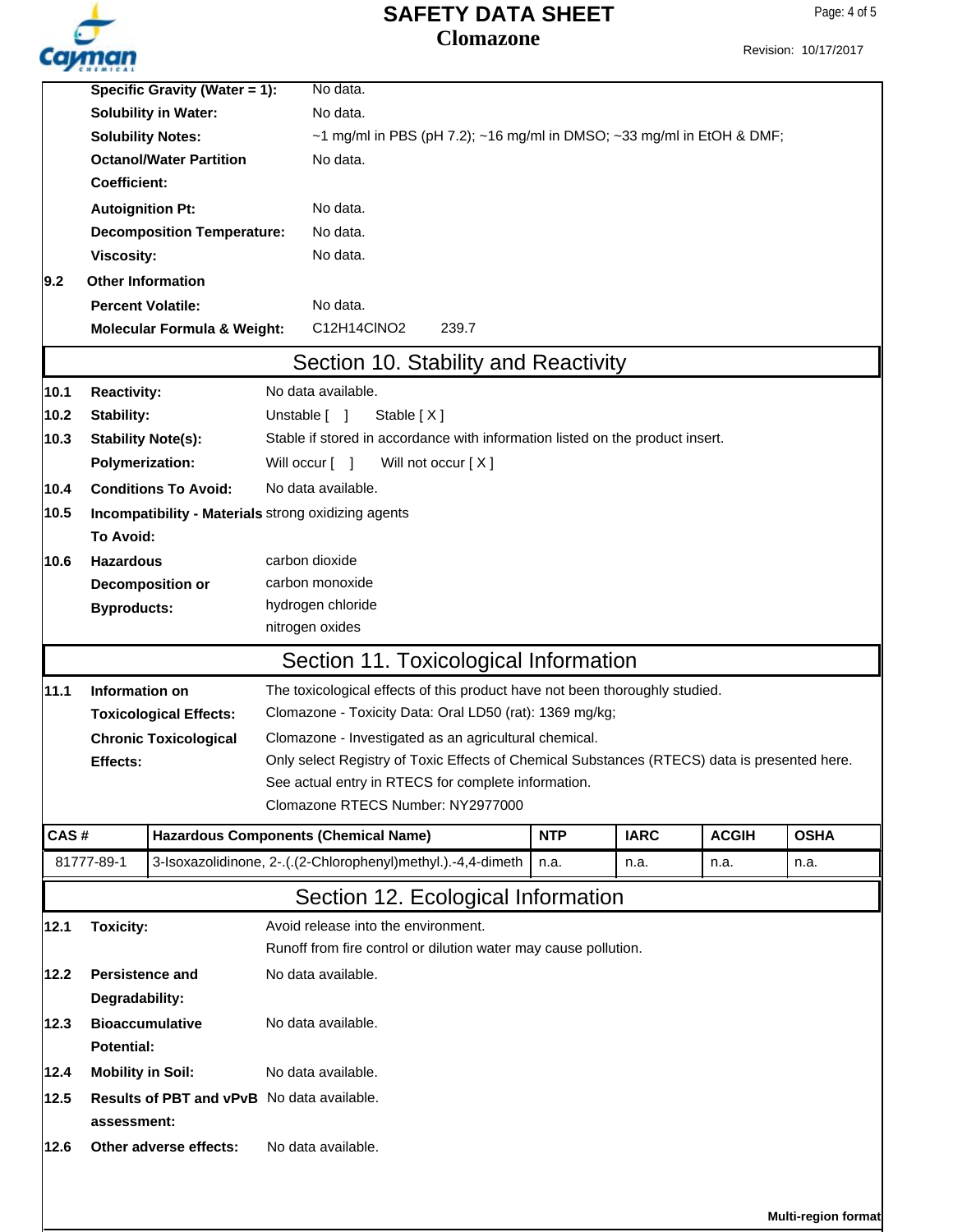**Specific Gravity (Water = 1):** No data.

**Solubility in Water:** No data.

**Solubility Notes:** ~1 mg/ml in PBS (pH 7.2); ~16 mg/ml in DMSO; ~33 mg/ml in EtOH & DMF;

**Octanol/Water Partition Coefficient:** No data.

**Autoignition Pt:** No data.

**Decomposition Temperature:** No data.

**Viscosity:** No data.

**9.2 Other Information**

**Percent Volatile:** No data.

**Molecular Formula & Weight:** $C_{12}H_{14}ClNO_2$ 239.7

## Section 10. Stability and Reactivity

**10.1 Reactivity:** No data available.

**10.2 Stability:** Unstable [ ] Stable [ X ]

**10.3 Stability Note(s):** Stable if stored in accordance with information listed on the product insert.

**Polymerization:** Will occur [ ] Will not occur [ X ]

**10.4 Conditions To Avoid:** No data available.

**10.5 Incompatibility - Materials To Avoid:** strong oxidizing agents

**10.6 Hazardous Decomposition or Byproducts:**
carbon dioxide
carbon monoxide
hydrogen chloride
nitrogen oxides

## Section 11. Toxicological Information

**11.1 Information on Toxicological Effects:**
The toxicological effects of this product have not been thoroughly studied.
Clomazone - Toxicity Data: Oral LD50 (rat): 1369 mg/kg;

**Chronic Toxicological Effects:**
Clomazone - Investigated as an agricultural chemical.
Only select Registry of Toxic Effects of Chemical Substances (RTECS) data is presented here. See actual entry in RTECS for complete information.
Clomazone RTECS Number: NY2977000

| CAS # | Hazardous Components (Chemical Name) | NTP | IARC | ACGIH | OSHA |
|---|---|---|---|---|---|
| 81777-89-1 | 3-Isoxazolidinone, 2-.(.(2-Chlorophenyl)methyl.).-4,4-dimeth | n.a. | n.a. | n.a. | n.a. |

## Section 12. Ecological Information

**12.1 Toxicity:** Avoid release into the environment.
Runoff from fire control or dilution water may cause pollution.

**12.2 Persistence and Degradability:** No data available.

**12.3 Bioaccumulative Potential:** No data available.

**12.4 Mobility in Soil:** No data available.

**12.5 Results of PBT and vPvB assessment:** No data available.

**12.6 Other adverse effects:** No data available.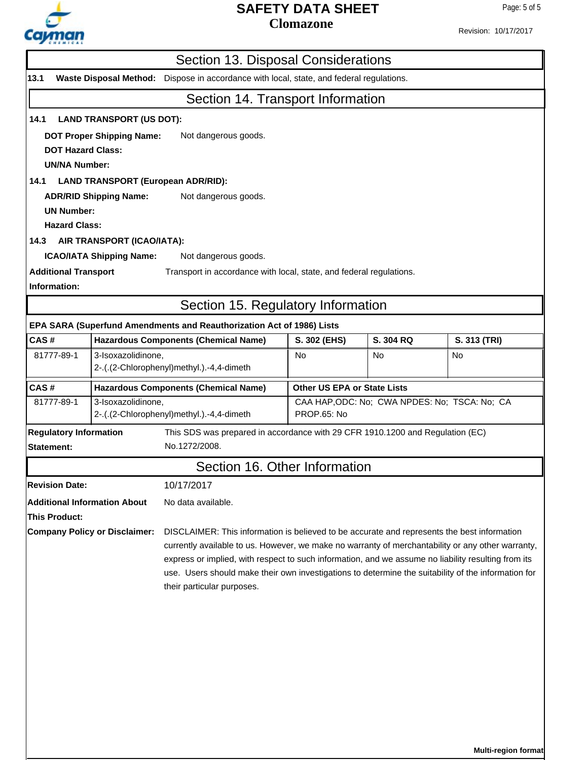## Section 13. Disposal Considerations

**13.1 Waste Disposal Method:** Dispose in accordance with local, state, and federal regulations.

## Section 14. Transport Information

**14.1 LAND TRANSPORT (US DOT):**

**DOT Proper Shipping Name:** Not dangerous goods.

**DOT Hazard Class:**

**UN/NA Number:**

**14.1 LAND TRANSPORT (European ADR/RID):**

**ADR/RID Shipping Name:** Not dangerous goods.

**UN Number:**

**Hazard Class:**

**14.3 AIR TRANSPORT (ICAO/IATA):**

**ICAO/IATA Shipping Name:** Not dangerous goods.

**Additional Transport Information:** Transport in accordance with local, state, and federal regulations.

## Section 15. Regulatory Information

**EPA SARA (Superfund Amendments and Reauthorization Act of 1986) Lists**

| CAS # | Hazardous Components (Chemical Name) | S. 302 (EHS) | S. 304 RQ | S. 313 (TRI) |
|---|---|---|---|---|
| 81777-89-1 | 3-Isoxazolidinone, 2-.(.(2-Chlorophenyl)methyl.).-4,4-dimeth | No | No | No |

| CAS # | Hazardous Components (Chemical Name) | Other US EPA or State Lists |
|---|---|---|
| 81777-89-1 | 3-Isoxazolidinone, 2-.(.(2-Chlorophenyl)methyl.).-4,4-dimeth | CAA HAP,ODC: No; CWA NPDES: No; TSCA: No; CA PROP.65: No |

**Regulatory Information Statement:** This SDS was prepared in accordance with 29 CFR 1910.1200 and Regulation (EC) No.1272/2008.

## Section 16. Other Information

**Revision Date:** 10/17/2017

**Additional Information About This Product:** No data available.

**Company Policy or Disclaimer:** DISCLAIMER: This information is believed to be accurate and represents the best information currently available to us. However, we make no warranty of merchantability or any other warranty, express or implied, with respect to such information, and we assume no liability resulting from its use. Users should make their own investigations to determine the suitability of the information for their particular purposes.

Multi-region format